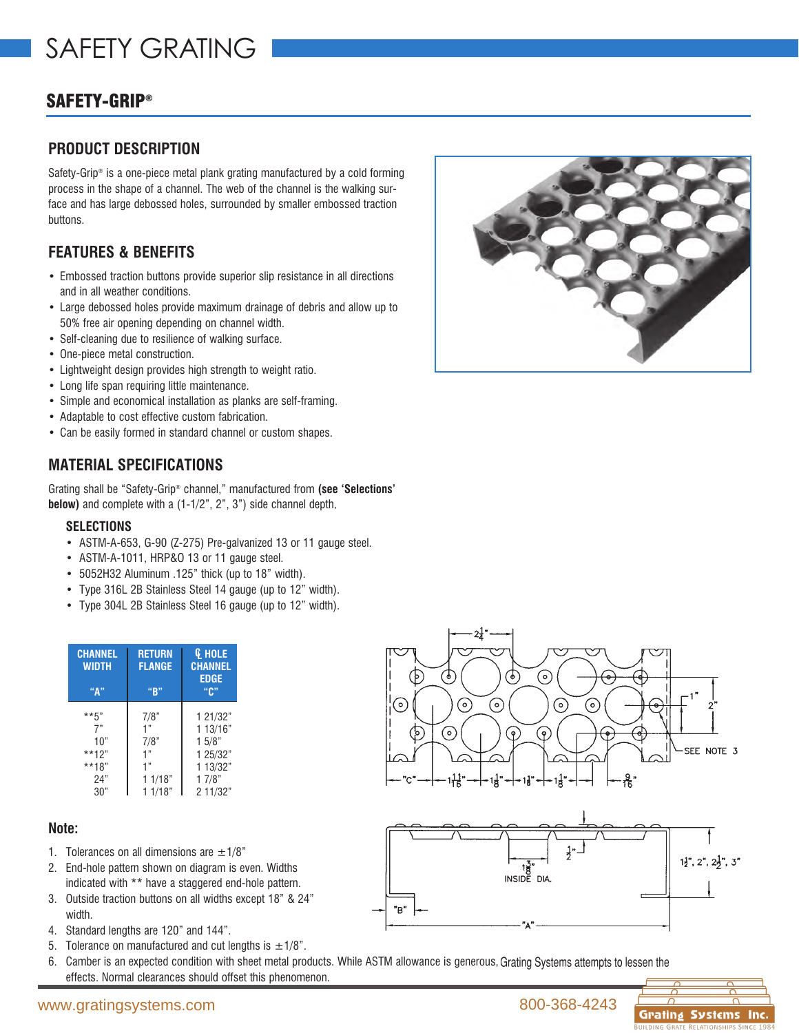# SAFETY GRATING

## SAFETY-GRIP®

### PRODUCT DESCRIPTION

Safety-Grip® is a one-piece metal plank grating manufactured by a cold forming process in the shape of a channel. The web of the channel is the walking surface and has large debossed holes, surrounded by smaller embossed traction buttons.

### FEATURES & BENEFITS

- Embossed traction buttons provide superior slip resistance in all directions and in all weather conditions.
- Large debossed holes provide maximum drainage of debris and allow up to 50% free air opening depending on channel width.
- Self-cleaning due to resilience of walking surface.
- One-piece metal construction.
- Lightweight design provides high strength to weight ratio.
- Long life span requiring little maintenance.
- Simple and economical installation as planks are self-framing.
- Adaptable to cost effective custom fabrication.
- Can be easily formed in standard channel or custom shapes.

### MATERIAL SPECIFICATIONS

Grating shall be "Safety-Grip® channel," manufactured from **(see 'Selections' below)** and complete with a (1-1/2", 2", 3") side channel depth.

#### SELECTIONS

- ASTM-A-653, G-90 (Z-275) Pre-galvanized 13 or 11 gauge steel.
- ASTM-A-1011, HRP&O 13 or 11 gauge steel.
- 5052H32 Aluminum .125" thick (up to 18" width).
- Type 316L 2B Stainless Steel 14 gauge (up to 12" width).
- Type 304L 2B Stainless Steel 16 gauge (up to 12" width).

| CHANNEL WIDTH "A" | RETURN FLANGE "B" | ℄ HOLE CHANNEL EDGE "C" |
|---|---|---|
| **5" | 7/8" | 1 21/32" |
| 7" | 1" | 1 13/16" |
| 10" | 7/8" | 1 5/8" |
| **12" | 1" | 1 25/32" |
| **18" | 1" | 1 13/32" |
| 24" | 1 1/18" | 1 7/8" |
| 30" | 1 1/18" | 2 11/32" |

2 1/4"
1"
2"
SEE NOTE 3
"C"
1 11/16"
1 1/8"
1 1/8"
1 1/8"
9/16"
1/2"
1 3/8" INSIDE DIA.
1 1/2", 2", 2 1/2", 3"
"B"
"A"

**Note:**

1. Tolerances on all dimensions are ±1/8"
2. End-hole pattern shown on diagram is even. Widths indicated with ** have a staggered end-hole pattern.
3. Outside traction buttons on all widths except 18" & 24" width.
4. Standard lengths are 120" and 144".
5. Tolerance on manufactured and cut lengths is ±1/8".
6. Camber is an expected condition with sheet metal products. While ASTM allowance is generous, Grating Systems attempts to lessen the effects. Normal clearances should offset this phenomenon.

www.gratingsystems.com 800-368-4243 Grating Systems Inc. Building Grate Relationships Since 1984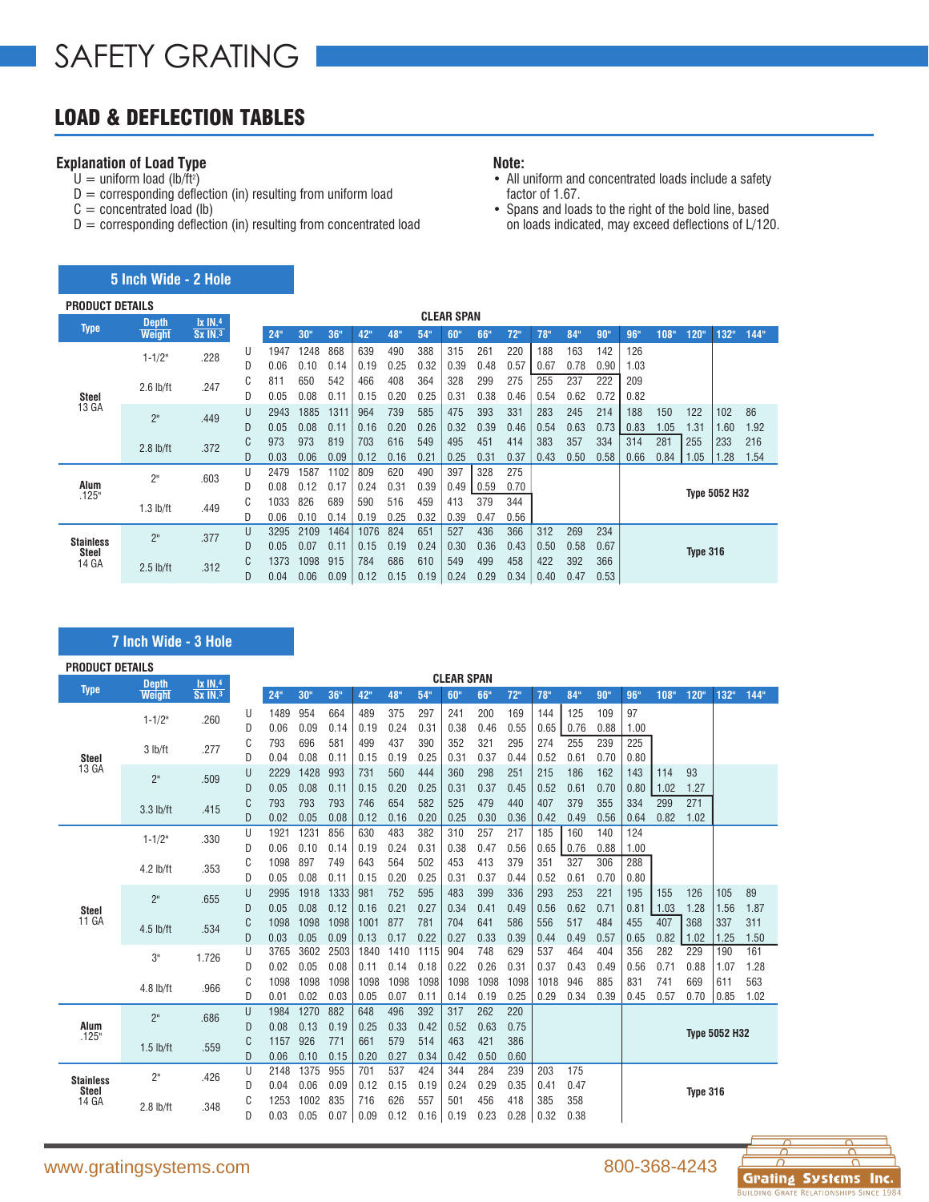# SAFETY GRATING

## LOAD & DEFLECTION TABLES

### Explanation of Load Type

U = uniform load (lb/ft²)
D = corresponding deflection (in) resulting from uniform load
C = concentrated load (lb)
D = corresponding deflection (in) resulting from concentrated load

### Note:

- All uniform and concentrated loads include a safety factor of 1.67.
- Spans and loads to the right of the bold line, based on loads indicated, may exceed deflections of L/120.

## 5 Inch Wide - 2 Hole

PRODUCT DETAILS

| Type | Depth / Weight | Ix IN.⁴ / Sx IN.³ | | 24" | 30" | 36" | 42" | 48" | 54" | 60" | 66" | 72" | 78" | 84" | 90" | 96" | 108" | 120" | 132" | 144" |
|---|---|---|---|---|---|---|---|---|---|---|---|---|---|---|---|---|---|---|---|---|
| Steel 13 GA | 1-1/2" | .228 | U | 1947 | 1248 | 868 | 639 | 490 | 388 | 315 | 261 | 220 | 188 | 163 | 142 | 126 | | | | |
| | | | D | 0.06 | 0.10 | 0.14 | 0.19 | 0.25 | 0.32 | 0.39 | 0.48 | 0.57 | 0.67 | 0.78 | 0.90 | 1.03 | | | | |
| | 2.6 lb/ft | .247 | C | 811 | 650 | 542 | 466 | 408 | 364 | 328 | 299 | 275 | 255 | 237 | 222 | 209 | | | | |
| | | | D | 0.05 | 0.08 | 0.11 | 0.15 | 0.20 | 0.25 | 0.31 | 0.38 | 0.46 | 0.54 | 0.62 | 0.72 | 0.82 | | | | |
| | 2" | .449 | U | 2943 | 1885 | 1311 | 964 | 739 | 585 | 475 | 393 | 331 | 283 | 245 | 214 | 188 | 150 | 122 | 102 | 86 |
| | | | D | 0.05 | 0.08 | 0.11 | 0.16 | 0.20 | 0.26 | 0.32 | 0.39 | 0.46 | 0.54 | 0.63 | 0.73 | 0.83 | 1.05 | 1.31 | 1.60 | 1.92 |
| | 2.8 lb/ft | .372 | C | 973 | 973 | 819 | 703 | 616 | 549 | 495 | 451 | 414 | 383 | 357 | 334 | 314 | 281 | 255 | 233 | 216 |
| | | | D | 0.03 | 0.06 | 0.09 | 0.12 | 0.16 | 0.21 | 0.25 | 0.31 | 0.37 | 0.43 | 0.50 | 0.58 | 0.66 | 0.84 | 1.05 | 1.28 | 1.54 |
| Alum .125" | 2" | .603 | U | 2479 | 1587 | 1102 | 809 | 620 | 490 | 397 | 328 | 275 | | | | Type 5052 H32 | | | | |
| | | | D | 0.08 | 0.12 | 0.17 | 0.24 | 0.31 | 0.39 | 0.49 | 0.59 | 0.70 | | | | | | | | |
| | 1.3 lb/ft | .449 | C | 1033 | 826 | 689 | 590 | 516 | 459 | 413 | 379 | 344 | | | | | | | | |
| | | | D | 0.06 | 0.10 | 0.14 | 0.19 | 0.25 | 0.32 | 0.39 | 0.47 | 0.56 | | | | | | | | |
| Stainless Steel 14 GA | 2" | .377 | U | 3295 | 2109 | 1464 | 1076 | 824 | 651 | 527 | 436 | 366 | 312 | 269 | 234 | Type 316 | | | | |
| | | | D | 0.05 | 0.07 | 0.11 | 0.15 | 0.19 | 0.24 | 0.30 | 0.36 | 0.43 | 0.50 | 0.58 | 0.67 | | | | | |
| | 2.5 lb/ft | .312 | C | 1373 | 1098 | 915 | 784 | 686 | 610 | 549 | 499 | 458 | 422 | 392 | 366 | | | | | |
| | | | D | 0.04 | 0.06 | 0.09 | 0.12 | 0.15 | 0.19 | 0.24 | 0.29 | 0.34 | 0.40 | 0.47 | 0.53 | | | | | |

## 7 Inch Wide - 3 Hole

PRODUCT DETAILS

| Type | Depth / Weight | Ix IN.⁴ / Sx IN.³ | | 24" | 30" | 36" | 42" | 48" | 54" | 60" | 66" | 72" | 78" | 84" | 90" | 96" | 108" | 120" | 132" | 144" |
|---|---|---|---|---|---|---|---|---|---|---|---|---|---|---|---|---|---|---|---|---|
| Steel 13 GA | 1-1/2" | .260 | U | 1489 | 954 | 664 | 489 | 375 | 297 | 241 | 200 | 169 | 144 | 125 | 109 | 97 | | | | |
| | | | D | 0.06 | 0.09 | 0.14 | 0.19 | 0.24 | 0.31 | 0.38 | 0.46 | 0.55 | 0.65 | 0.76 | 0.88 | 1.00 | | | | |
| | 3 lb/ft | .277 | C | 793 | 696 | 581 | 499 | 437 | 390 | 352 | 321 | 295 | 274 | 255 | 239 | 225 | | | | |
| | | | D | 0.04 | 0.08 | 0.11 | 0.15 | 0.19 | 0.25 | 0.31 | 0.37 | 0.44 | 0.52 | 0.61 | 0.70 | 0.80 | | | | |
| | 2" | .509 | U | 2229 | 1428 | 993 | 731 | 560 | 444 | 360 | 298 | 251 | 215 | 186 | 162 | 143 | 114 | 93 | | |
| | | | D | 0.05 | 0.08 | 0.11 | 0.15 | 0.20 | 0.25 | 0.31 | 0.37 | 0.45 | 0.52 | 0.61 | 0.70 | 0.80 | 1.02 | 1.27 | | |
| | 3.3 lb/ft | .415 | C | 793 | 793 | 793 | 746 | 654 | 582 | 525 | 479 | 440 | 407 | 379 | 355 | 334 | 299 | 271 | | |
| | | | D | 0.02 | 0.05 | 0.08 | 0.12 | 0.16 | 0.20 | 0.25 | 0.30 | 0.36 | 0.42 | 0.49 | 0.56 | 0.64 | 0.82 | 1.02 | | |
| Steel 11 GA | 1-1/2" | .330 | U | 1921 | 1231 | 856 | 630 | 483 | 382 | 310 | 257 | 217 | 185 | 160 | 140 | 124 | | | | |
| | | | D | 0.06 | 0.10 | 0.14 | 0.19 | 0.24 | 0.31 | 0.38 | 0.47 | 0.56 | 0.65 | 0.76 | 0.88 | 1.00 | | | | |
| | 4.2 lb/ft | .353 | C | 1098 | 897 | 749 | 643 | 564 | 502 | 453 | 413 | 379 | 351 | 327 | 306 | 288 | | | | |
| | | | D | 0.05 | 0.08 | 0.11 | 0.15 | 0.20 | 0.25 | 0.31 | 0.37 | 0.44 | 0.52 | 0.61 | 0.70 | 0.80 | | | | |
| | 2" | .655 | U | 2995 | 1918 | 1333 | 981 | 752 | 595 | 483 | 399 | 336 | 293 | 253 | 221 | 195 | 155 | 126 | 105 | 89 |
| | | | D | 0.05 | 0.08 | 0.12 | 0.16 | 0.21 | 0.27 | 0.34 | 0.41 | 0.49 | 0.56 | 0.62 | 0.71 | 0.81 | 1.03 | 1.28 | 1.56 | 1.87 |
| | 4.5 lb/ft | .534 | C | 1098 | 1098 | 1098 | 1001 | 877 | 781 | 704 | 641 | 586 | 556 | 517 | 484 | 455 | 407 | 368 | 337 | 311 |
| | | | D | 0.03 | 0.05 | 0.09 | 0.13 | 0.17 | 0.22 | 0.27 | 0.33 | 0.39 | 0.44 | 0.49 | 0.57 | 0.65 | 0.82 | 1.02 | 1.25 | 1.50 |
| | 3" | 1.726 | U | 3765 | 3602 | 2503 | 1840 | 1410 | 1115 | 904 | 748 | 629 | 537 | 464 | 404 | 356 | 282 | 229 | 190 | 161 |
| | | | D | 0.02 | 0.05 | 0.08 | 0.11 | 0.14 | 0.18 | 0.22 | 0.26 | 0.31 | 0.37 | 0.43 | 0.49 | 0.56 | 0.71 | 0.88 | 1.07 | 1.28 |
| | 4.8 lb/ft | .966 | C | 1098 | 1098 | 1098 | 1098 | 1098 | 1098 | 1098 | 1098 | 1098 | 1018 | 946 | 885 | 831 | 741 | 669 | 611 | 563 |
| | | | D | 0.01 | 0.02 | 0.03 | 0.05 | 0.07 | 0.11 | 0.14 | 0.19 | 0.25 | 0.29 | 0.34 | 0.39 | 0.45 | 0.57 | 0.70 | 0.85 | 1.02 |
| Alum .125" | 2" | .686 | U | 1984 | 1270 | 882 | 648 | 496 | 392 | 317 | 262 | 220 | | | | Type 5052 H32 | | | | |
| | | | D | 0.08 | 0.13 | 0.19 | 0.25 | 0.33 | 0.42 | 0.52 | 0.63 | 0.75 | | | | | | | | |
| | 1.5 lb/ft | .559 | C | 1157 | 926 | 771 | 661 | 579 | 514 | 463 | 421 | 386 | | | | | | | | |
| | | | D | 0.06 | 0.10 | 0.15 | 0.20 | 0.27 | 0.34 | 0.42 | 0.50 | 0.60 | | | | | | | | |
| Stainless Steel 14 GA | 2" | .426 | U | 2148 | 1375 | 955 | 701 | 537 | 424 | 344 | 284 | 239 | 203 | 175 | | Type 316 | | | | |
| | | | D | 0.04 | 0.06 | 0.09 | 0.12 | 0.15 | 0.19 | 0.24 | 0.29 | 0.35 | 0.41 | 0.47 | | | | | | |
| | 2.8 lb/ft | .348 | C | 1253 | 1002 | 835 | 716 | 626 | 557 | 501 | 456 | 418 | 385 | 358 | | | | | | |
| | | | D | 0.03 | 0.05 | 0.07 | 0.09 | 0.12 | 0.16 | 0.19 | 0.23 | 0.28 | 0.32 | 0.38 | | | | | | |

www.gratingsystems.com 800-368-4243 Grating Systems Inc. Building Grate Relationships Since 1984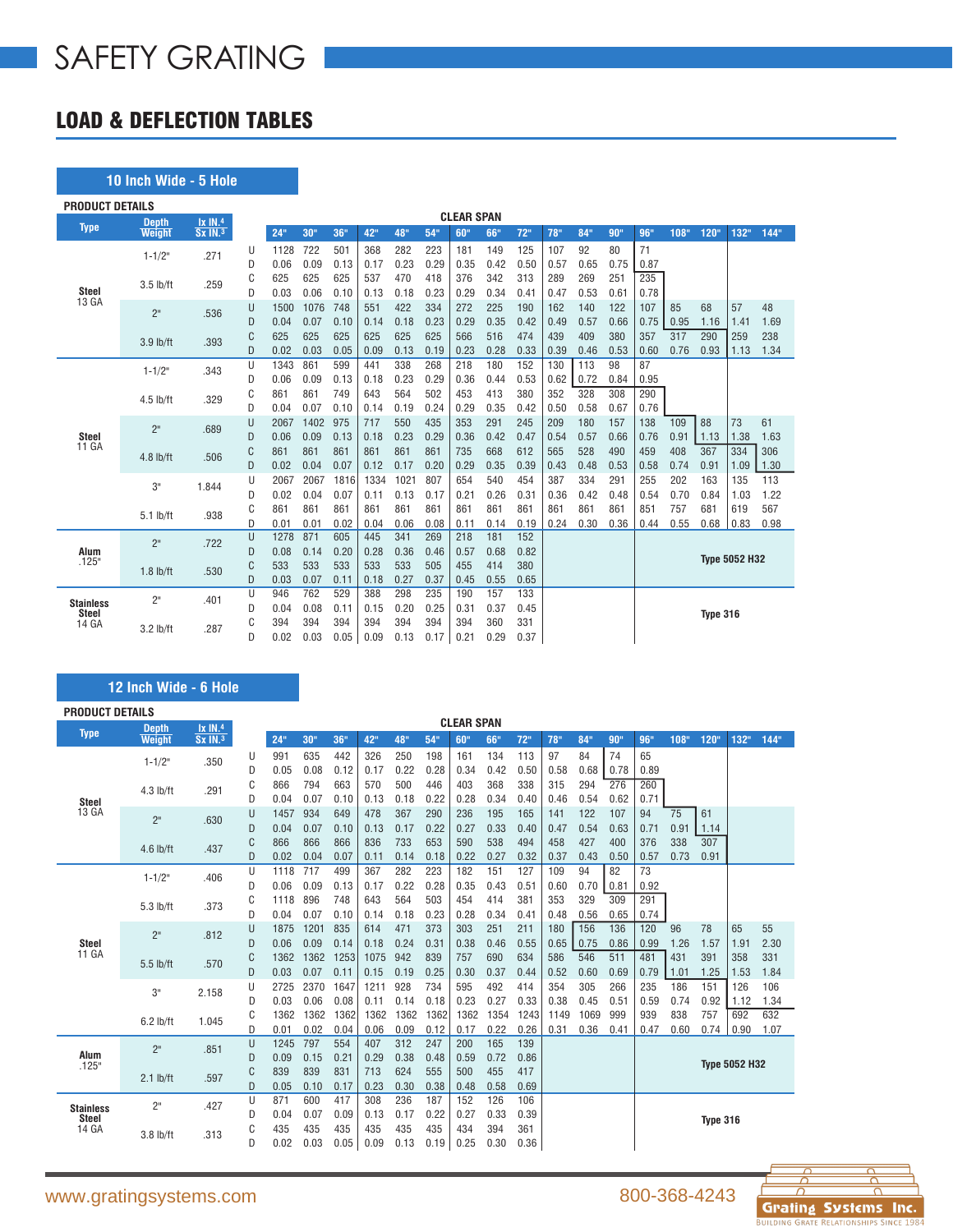# SAFETY GRATING

## LOAD & DEFLECTION TABLES

### 10 Inch Wide - 5 Hole

PRODUCT DETAILS

| Type | Depth / Weight | Ix IN.4 / Sx IN.3 | | 24" | 30" | 36" | 42" | 48" | 54" | 60" | 66" | 72" | 78" | 84" | 90" | 96" | 108" | 120" | 132" | 144" |
|---|---|---|---|---|---|---|---|---|---|---|---|---|---|---|---|---|---|---|---|---|
| Steel 13 GA | 1-1/2" | .271 | U | 1128 | 722 | 501 | 368 | 282 | 223 | 181 | 149 | 125 | 107 | 92 | 80 | 71 | | | | |
| | | | D | 0.06 | 0.09 | 0.13 | 0.17 | 0.23 | 0.29 | 0.35 | 0.42 | 0.50 | 0.57 | 0.65 | 0.75 | 0.87 | | | | |
| | 3.5 lb/ft | .259 | C | 625 | 625 | 625 | 537 | 470 | 418 | 376 | 342 | 313 | 289 | 269 | 251 | 235 | | | | |
| | | | D | 0.03 | 0.06 | 0.10 | 0.13 | 0.18 | 0.23 | 0.29 | 0.34 | 0.41 | 0.47 | 0.53 | 0.61 | 0.78 | | | | |
| | 2" | .536 | U | 1500 | 1076 | 748 | 551 | 422 | 334 | 272 | 225 | 190 | 162 | 140 | 122 | 107 | 85 | 68 | 57 | 48 |
| | | | D | 0.04 | 0.07 | 0.10 | 0.14 | 0.18 | 0.23 | 0.29 | 0.35 | 0.42 | 0.49 | 0.57 | 0.66 | 0.75 | 0.95 | 1.16 | 1.41 | 1.69 |
| | 3.9 lb/ft | .393 | C | 625 | 625 | 625 | 625 | 625 | 625 | 566 | 516 | 474 | 439 | 409 | 380 | 357 | 317 | 290 | 259 | 238 |
| | | | D | 0.02 | 0.03 | 0.05 | 0.09 | 0.13 | 0.19 | 0.23 | 0.28 | 0.33 | 0.39 | 0.46 | 0.53 | 0.60 | 0.76 | 0.93 | 1.13 | 1.34 |
| Steel 11 GA | 1-1/2" | .343 | U | 1343 | 861 | 599 | 441 | 338 | 268 | 218 | 180 | 152 | 130 | 113 | 98 | 87 | | | | |
| | | | D | 0.06 | 0.09 | 0.13 | 0.18 | 0.23 | 0.29 | 0.36 | 0.44 | 0.53 | 0.62 | 0.72 | 0.84 | 0.95 | | | | |
| | 4.5 lb/ft | .329 | C | 861 | 861 | 749 | 643 | 564 | 502 | 453 | 413 | 380 | 352 | 328 | 308 | 290 | | | | |
| | | | D | 0.04 | 0.07 | 0.10 | 0.14 | 0.19 | 0.24 | 0.29 | 0.35 | 0.42 | 0.50 | 0.58 | 0.67 | 0.76 | | | | |
| | 2" | .689 | U | 2067 | 1402 | 975 | 717 | 550 | 435 | 353 | 291 | 245 | 209 | 180 | 157 | 138 | 109 | 88 | 73 | 61 |
| | | | D | 0.06 | 0.09 | 0.13 | 0.18 | 0.23 | 0.29 | 0.36 | 0.42 | 0.47 | 0.54 | 0.57 | 0.66 | 0.76 | 0.91 | 1.13 | 1.38 | 1.63 |
| | 4.8 lb/ft | .506 | C | 861 | 861 | 861 | 861 | 861 | 861 | 735 | 668 | 612 | 565 | 528 | 490 | 459 | 408 | 367 | 334 | 306 |
| | | | D | 0.02 | 0.04 | 0.07 | 0.12 | 0.17 | 0.20 | 0.29 | 0.35 | 0.39 | 0.43 | 0.48 | 0.53 | 0.58 | 0.74 | 0.91 | 1.09 | 1.30 |
| | 3" | 1.844 | U | 2067 | 2067 | 1816 | 1334 | 1021 | 807 | 654 | 540 | 454 | 387 | 334 | 291 | 255 | 202 | 163 | 135 | 113 |
| | | | D | 0.02 | 0.04 | 0.07 | 0.11 | 0.13 | 0.17 | 0.21 | 0.26 | 0.31 | 0.36 | 0.42 | 0.48 | 0.54 | 0.70 | 0.84 | 1.03 | 1.22 |
| | 5.1 lb/ft | .938 | C | 861 | 861 | 861 | 861 | 861 | 861 | 861 | 861 | 861 | 861 | 861 | 861 | 851 | 757 | 681 | 619 | 567 |
| | | | D | 0.01 | 0.01 | 0.02 | 0.04 | 0.06 | 0.08 | 0.11 | 0.14 | 0.19 | 0.24 | 0.30 | 0.36 | 0.44 | 0.55 | 0.68 | 0.83 | 0.98 |
| Alum .125" | 2" | .722 | U | 1278 | 871 | 605 | 445 | 341 | 269 | 218 | 181 | 152 | | | | Type 5052 H32 | | | | |
| | | | D | 0.08 | 0.14 | 0.20 | 0.28 | 0.36 | 0.46 | 0.57 | 0.68 | 0.82 | | | | | | | | |
| | 1.8 lb/ft | .530 | C | 533 | 533 | 533 | 533 | 533 | 505 | 455 | 414 | 380 | | | | | | | | |
| | | | D | 0.03 | 0.07 | 0.11 | 0.18 | 0.27 | 0.37 | 0.45 | 0.55 | 0.65 | | | | | | | | |
| Stainless Steel 14 GA | 2" | .401 | U | 946 | 762 | 529 | 388 | 298 | 235 | 190 | 157 | 133 | | | | Type 316 | | | | |
| | | | D | 0.04 | 0.08 | 0.11 | 0.15 | 0.20 | 0.25 | 0.31 | 0.37 | 0.45 | | | | | | | | |
| | 3.2 lb/ft | .287 | C | 394 | 394 | 394 | 394 | 394 | 394 | 394 | 360 | 331 | | | | | | | | |
| | | | D | 0.02 | 0.03 | 0.05 | 0.09 | 0.13 | 0.17 | 0.21 | 0.29 | 0.37 | | | | | | | | |

### 12 Inch Wide - 6 Hole

PRODUCT DETAILS

| Type | Depth / Weight | Ix IN.4 / Sx IN.3 | | 24" | 30" | 36" | 42" | 48" | 54" | 60" | 66" | 72" | 78" | 84" | 90" | 96" | 108" | 120" | 132" | 144" |
|---|---|---|---|---|---|---|---|---|---|---|---|---|---|---|---|---|---|---|---|---|
| Steel 13 GA | 1-1/2" | .350 | U | 991 | 635 | 442 | 326 | 250 | 198 | 161 | 134 | 113 | 97 | 84 | 74 | 65 | | | | |
| | | | D | 0.05 | 0.08 | 0.12 | 0.17 | 0.22 | 0.28 | 0.34 | 0.42 | 0.50 | 0.58 | 0.68 | 0.78 | 0.89 | | | | |
| | 4.3 lb/ft | .291 | C | 866 | 794 | 663 | 570 | 500 | 446 | 403 | 368 | 338 | 315 | 294 | 276 | 260 | | | | |
| | | | D | 0.04 | 0.07 | 0.10 | 0.13 | 0.18 | 0.22 | 0.28 | 0.34 | 0.40 | 0.46 | 0.54 | 0.62 | 0.71 | | | | |
| | 2" | .630 | U | 1457 | 934 | 649 | 478 | 367 | 290 | 236 | 195 | 165 | 141 | 122 | 107 | 94 | 75 | 61 | | |
| | | | D | 0.04 | 0.07 | 0.10 | 0.13 | 0.17 | 0.22 | 0.27 | 0.33 | 0.40 | 0.47 | 0.54 | 0.63 | 0.71 | 0.91 | 1.14 | | |
| | 4.6 lb/ft | .437 | C | 866 | 866 | 866 | 836 | 733 | 653 | 590 | 538 | 494 | 458 | 427 | 400 | 376 | 338 | 307 | | |
| | | | D | 0.02 | 0.04 | 0.07 | 0.11 | 0.14 | 0.18 | 0.22 | 0.27 | 0.32 | 0.37 | 0.43 | 0.50 | 0.57 | 0.73 | 0.91 | | |
| Steel 11 GA | 1-1/2" | .406 | U | 1118 | 717 | 499 | 367 | 282 | 223 | 182 | 151 | 127 | 109 | 94 | 82 | 73 | | | | |
| | | | D | 0.06 | 0.09 | 0.13 | 0.17 | 0.22 | 0.28 | 0.35 | 0.43 | 0.51 | 0.60 | 0.70 | 0.81 | 0.92 | | | | |
| | 5.3 lb/ft | .373 | C | 1118 | 896 | 748 | 643 | 564 | 503 | 454 | 414 | 381 | 353 | 329 | 309 | 291 | | | | |
| | | | D | 0.04 | 0.07 | 0.10 | 0.14 | 0.18 | 0.23 | 0.28 | 0.34 | 0.41 | 0.48 | 0.56 | 0.65 | 0.74 | | | | |
| | 2" | .812 | U | 1875 | 1201 | 835 | 614 | 471 | 373 | 303 | 251 | 211 | 180 | 156 | 136 | 120 | 96 | 78 | 65 | 55 |
| | | | D | 0.06 | 0.09 | 0.14 | 0.18 | 0.24 | 0.31 | 0.38 | 0.46 | 0.55 | 0.65 | 0.75 | 0.86 | 0.99 | 1.26 | 1.57 | 1.91 | 2.30 |
| | 5.5 lb/ft | .570 | C | 1362 | 1362 | 1253 | 1075 | 942 | 839 | 757 | 690 | 634 | 586 | 546 | 511 | 481 | 431 | 391 | 358 | 331 |
| | | | D | 0.03 | 0.07 | 0.11 | 0.15 | 0.19 | 0.25 | 0.30 | 0.37 | 0.44 | 0.52 | 0.60 | 0.69 | 0.79 | 1.01 | 1.25 | 1.53 | 1.84 |
| | 3" | 2.158 | U | 2725 | 2370 | 1647 | 1211 | 928 | 734 | 595 | 492 | 414 | 354 | 305 | 266 | 235 | 186 | 151 | 126 | 106 |
| | | | D | 0.03 | 0.06 | 0.08 | 0.11 | 0.14 | 0.18 | 0.23 | 0.27 | 0.33 | 0.38 | 0.45 | 0.51 | 0.59 | 0.74 | 0.92 | 1.12 | 1.34 |
| | 6.2 lb/ft | 1.045 | C | 1362 | 1362 | 1362 | 1362 | 1362 | 1362 | 1362 | 1354 | 1243 | 1149 | 1069 | 999 | 939 | 838 | 757 | 692 | 632 |
| | | | D | 0.01 | 0.02 | 0.04 | 0.06 | 0.09 | 0.12 | 0.17 | 0.22 | 0.26 | 0.31 | 0.36 | 0.41 | 0.47 | 0.60 | 0.74 | 0.90 | 1.07 |
| Alum .125" | 2" | .851 | U | 1245 | 797 | 554 | 407 | 312 | 247 | 200 | 165 | 139 | | | | Type 5052 H32 | | | | |
| | | | D | 0.09 | 0.15 | 0.21 | 0.29 | 0.38 | 0.48 | 0.59 | 0.72 | 0.86 | | | | | | | | |
| | 2.1 lb/ft | .597 | C | 839 | 839 | 831 | 713 | 624 | 555 | 500 | 455 | 417 | | | | | | | | |
| | | | D | 0.05 | 0.10 | 0.17 | 0.23 | 0.30 | 0.38 | 0.48 | 0.58 | 0.69 | | | | | | | | |
| Stainless Steel 14 GA | 2" | .427 | U | 871 | 600 | 417 | 308 | 236 | 187 | 152 | 126 | 106 | | | | Type 316 | | | | |
| | | | D | 0.04 | 0.07 | 0.09 | 0.13 | 0.17 | 0.22 | 0.27 | 0.33 | 0.39 | | | | | | | | |
| | 3.8 lb/ft | .313 | C | 435 | 435 | 435 | 435 | 435 | 435 | 434 | 394 | 361 | | | | | | | | |
| | | | D | 0.02 | 0.03 | 0.05 | 0.09 | 0.13 | 0.19 | 0.25 | 0.30 | 0.36 | | | | | | | | |

www.gratingsystems.com 800-368-4243

Grating Systems Inc. Building Grate Relationships Since 1984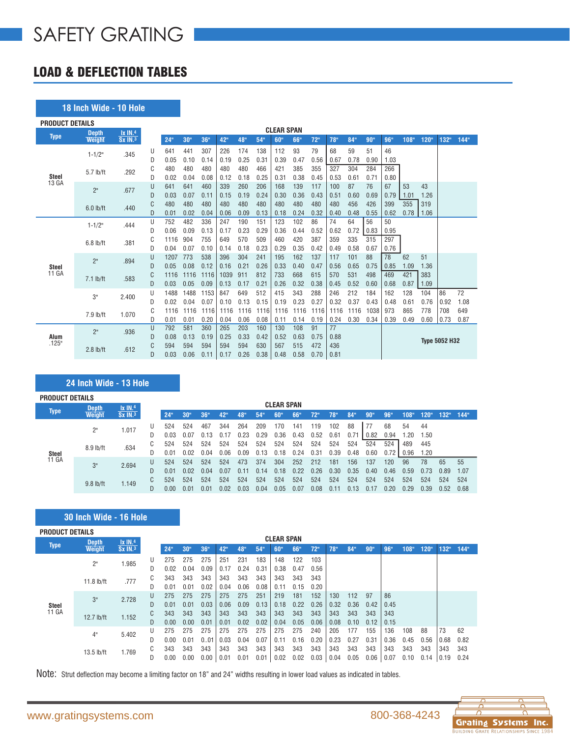# SAFETY GRATING

## LOAD & DEFLECTION TABLES

### 18 Inch Wide - 10 Hole

PRODUCT DETAILS

| Type | Depth / Weight | Ix IN.⁴ / Sx IN.³ | | 24" | 30" | 36" | 42" | 48" | 54" | 60" | 66" | 72" | 78" | 84" | 90" | 96" | 108" | 120" | 132" | 144" |
|---|---|---|---|---|---|---|---|---|---|---|---|---|---|---|---|---|---|---|---|---|
| Steel 13 GA | 1-1/2" | .345 | U | 641 | 441 | 307 | 226 | 174 | 138 | 112 | 93 | 79 | 68 | 59 | 51 | 46 | | | | |
| | | | D | 0.05 | 0.10 | 0.14 | 0.19 | 0.25 | 0.31 | 0.39 | 0.47 | 0.56 | 0.67 | 0.78 | 0.90 | 1.03 | | | | |
| | 5.7 lb/ft | .292 | C | 480 | 480 | 480 | 480 | 480 | 466 | 421 | 385 | 355 | 327 | 304 | 284 | 266 | | | | |
| | | | D | 0.02 | 0.04 | 0.08 | 0.12 | 0.18 | 0.25 | 0.31 | 0.38 | 0.45 | 0.53 | 0.61 | 0.71 | 0.80 | | | | |
| | 2" | .677 | U | 641 | 641 | 460 | 339 | 260 | 206 | 168 | 139 | 117 | 100 | 87 | 76 | 67 | 53 | 43 | | |
| | | | D | 0.03 | 0.07 | 0.11 | 0.15 | 0.19 | 0.24 | 0.30 | 0.36 | 0.43 | 0.51 | 0.60 | 0.69 | 0.79 | 1.01 | 1.26 | | |
| | 6.0 lb/ft | .440 | C | 480 | 480 | 480 | 480 | 480 | 480 | 480 | 480 | 480 | 480 | 456 | 426 | 399 | 355 | 319 | | |
| | | | D | 0.01 | 0.02 | 0.04 | 0.06 | 0.09 | 0.13 | 0.18 | 0.24 | 0.32 | 0.40 | 0.48 | 0.55 | 0.62 | 0.78 | 1.06 | | |
| Steel 11 GA | 1-1/2" | .444 | U | 752 | 482 | 336 | 247 | 190 | 151 | 123 | 102 | 86 | 74 | 64 | 56 | 50 | | | | |
| | | | D | 0.06 | 0.09 | 0.13 | 0.17 | 0.23 | 0.29 | 0.36 | 0.44 | 0.52 | 0.62 | 0.72 | 0.83 | 0.95 | | | | |
| | 6.8 lb/ft | .381 | C | 1116 | 904 | 755 | 649 | 570 | 509 | 460 | 420 | 387 | 359 | 335 | 315 | 297 | | | | |
| | | | D | 0.04 | 0.07 | 0.10 | 0.14 | 0.18 | 0.23 | 0.29 | 0.35 | 0.42 | 0.49 | 0.58 | 0.67 | 0.76 | | | | |
| | 2" | .894 | U | 1207 | 773 | 538 | 396 | 304 | 241 | 195 | 162 | 137 | 117 | 101 | 88 | 78 | 62 | 51 | | |
| | | | D | 0.05 | 0.08 | 0.12 | 0.16 | 0.21 | 0.26 | 0.33 | 0.40 | 0.47 | 0.56 | 0.65 | 0.75 | 0.85 | 1.09 | 1.36 | | |
| | 7.1 lb/ft | .583 | C | 1116 | 1116 | 1116 | 1039 | 911 | 812 | 733 | 668 | 615 | 570 | 531 | 498 | 469 | 421 | 383 | | |
| | | | D | 0.03 | 0.05 | 0.09 | 0.13 | 0.17 | 0.21 | 0.26 | 0.32 | 0.38 | 0.45 | 0.52 | 0.60 | 0.68 | 0.87 | 1.09 | | |
| | 3" | 2.400 | U | 1488 | 1488 | 1153 | 847 | 649 | 512 | 415 | 343 | 288 | 246 | 212 | 184 | 162 | 128 | 104 | 86 | 72 |
| | | | D | 0.02 | 0.04 | 0.07 | 0.10 | 0.13 | 0.15 | 0.19 | 0.23 | 0.27 | 0.32 | 0.37 | 0.43 | 0.48 | 0.61 | 0.76 | 0.92 | 1.08 |
| | 7.9 lb/ft | 1.070 | C | 1116 | 1116 | 1116 | 1116 | 1116 | 1116 | 1116 | 1116 | 1116 | 1116 | 1116 | 1038 | 973 | 865 | 778 | 708 | 649 |
| | | | D | 0.01 | 0.01 | 0.20 | 0.04 | 0.06 | 0.08 | 0.11 | 0.14 | 0.19 | 0.24 | 0.30 | 0.34 | 0.39 | 0.49 | 0.60 | 0.73 | 0.87 |
| Alum .125" | 2" | .936 | U | 792 | 581 | 360 | 265 | 203 | 160 | 130 | 108 | 91 | 77 | | | | | | | |
| | | | D | 0.08 | 0.13 | 0.19 | 0.25 | 0.33 | 0.42 | 0.52 | 0.63 | 0.75 | 0.88 | | | | Type 5052 H32 | | | |
| | 2.8 lb/ft | .612 | C | 594 | 594 | 594 | 594 | 594 | 630 | 567 | 515 | 472 | 436 | | | | | | | |
| | | | D | 0.03 | 0.06 | 0.11 | 0.17 | 0.26 | 0.38 | 0.48 | 0.58 | 0.70 | 0.81 | | | | | | | |

### 24 Inch Wide - 13 Hole

PRODUCT DETAILS

| Type | Depth / Weight | Ix IN.⁴ / Sx IN.³ | | 24" | 30" | 36" | 42" | 48" | 54" | 60" | 66" | 72" | 78" | 84" | 90" | 96" | 108" | 120" | 132" | 144" |
|---|---|---|---|---|---|---|---|---|---|---|---|---|---|---|---|---|---|---|---|---|
| Steel 11 GA | 2" | 1.017 | U | 524 | 524 | 467 | 344 | 264 | 209 | 170 | 141 | 119 | 102 | 88 | 77 | 68 | 54 | 44 | | |
| | | | D | 0.03 | 0.07 | 0.13 | 0.17 | 0.23 | 0.29 | 0.36 | 0.43 | 0.52 | 0.61 | 0.71 | 0.82 | 0.94 | 1.20 | 1.50 | | |
| | 8.9 lb/ft | .634 | C | 524 | 524 | 524 | 524 | 524 | 524 | 524 | 524 | 524 | 524 | 524 | 524 | 524 | 489 | 445 | | |
| | | | D | 0.01 | 0.02 | 0.04 | 0.06 | 0.09 | 0.13 | 0.18 | 0.24 | 0.31 | 0.39 | 0.48 | 0.60 | 0.72 | 0.96 | 1.20 | | |
| | 3" | 2.694 | U | 524 | 524 | 524 | 524 | 473 | 374 | 304 | 252 | 212 | 181 | 156 | 137 | 120 | 96 | 78 | 65 | 55 |
| | | | D | 0.01 | 0.02 | 0.04 | 0.07 | 0.11 | 0.14 | 0.18 | 0.22 | 0.26 | 0.30 | 0.35 | 0.40 | 0.46 | 0.59 | 0.73 | 0.89 | 1.07 |
| | 9.8 lb/ft | 1.149 | C | 524 | 524 | 524 | 524 | 524 | 524 | 524 | 524 | 524 | 524 | 524 | 524 | 524 | 524 | 524 | 524 | 524 |
| | | | D | 0.00 | 0.01 | 0.01 | 0.02 | 0.03 | 0.04 | 0.05 | 0.07 | 0.08 | 0.11 | 0.13 | 0.17 | 0.20 | 0.29 | 0.39 | 0.52 | 0.68 |

### 30 Inch Wide - 16 Hole

PRODUCT DETAILS

| Type | Depth / Weight | Ix IN.⁴ / Sx IN.³ | | 24" | 30" | 36" | 42" | 48" | 54" | 60" | 66" | 72" | 78" | 84" | 90" | 96" | 108" | 120" | 132" | 144" |
|---|---|---|---|---|---|---|---|---|---|---|---|---|---|---|---|---|---|---|---|---|
| Steel 11 GA | 2" | 1.985 | U | 275 | 275 | 275 | 251 | 231 | 183 | 148 | 122 | 103 | | | | | | | | |
| | | | D | 0.02 | 0.04 | 0.09 | 0.17 | 0.24 | 0.31 | 0.38 | 0.47 | 0.56 | | | | | | | | |
| | 11.8 lb/ft | .777 | C | 343 | 343 | 343 | 343 | 343 | 343 | 343 | 343 | 343 | | | | | | | | |
| | | | D | 0.01 | 0.01 | 0.02 | 0.04 | 0.06 | 0.08 | 0.11 | 0.15 | 0.20 | | | | | | | | |
| | 3" | 2.728 | U | 275 | 275 | 275 | 275 | 275 | 251 | 219 | 181 | 152 | 130 | 112 | 97 | 86 | | | | |
| | | | D | 0.01 | 0.01 | 0.03 | 0.06 | 0.09 | 0.13 | 0.18 | 0.22 | 0.26 | 0.32 | 0.36 | 0.42 | 0.45 | | | | |
| | 12.7 lb/ft | 1.152 | C | 343 | 343 | 343 | 343 | 343 | 343 | 343 | 343 | 343 | 343 | 343 | 343 | 343 | | | | |
| | | | D | 0.00 | 0.00 | 0.01 | 0.01 | 0.02 | 0.02 | 0.04 | 0.05 | 0.06 | 0.08 | 0.10 | 0.12 | 0.15 | | | | |
| | 4" | 5.402 | U | 275 | 275 | 275 | 275 | 275 | 275 | 275 | 275 | 240 | 205 | 177 | 155 | 136 | 108 | 88 | 73 | 62 |
| | | | D | 0.00 | 0.01 | 0..01 | 0.03 | 0.04 | 0.07 | 0.11 | 0.16 | 0.20 | 0.23 | 0.27 | 0.31 | 0.36 | 0.45 | 0.56 | 0.68 | 0.82 |
| | 13.5 lb/ft | 1.769 | C | 343 | 343 | 343 | 343 | 343 | 343 | 343 | 343 | 343 | 343 | 343 | 343 | 343 | 343 | 343 | 343 | 343 |
| | | | D | 0.00 | 0.00 | 0.00 | 0.01 | 0.01 | 0.01 | 0.02 | 0.02 | 0.03 | 0.04 | 0.05 | 0.06 | 0.07 | 0.10 | 0.14 | 0.19 | 0.24 |

Note: Strut deflection may become a limiting factor on 18" and 24" widths resulting in lower load values as indicated in tables.

www.gratingsystems.com 800-368-4243

Grating Systems Inc. BUILDING GRATE RELATIONSHIPS SINCE 1984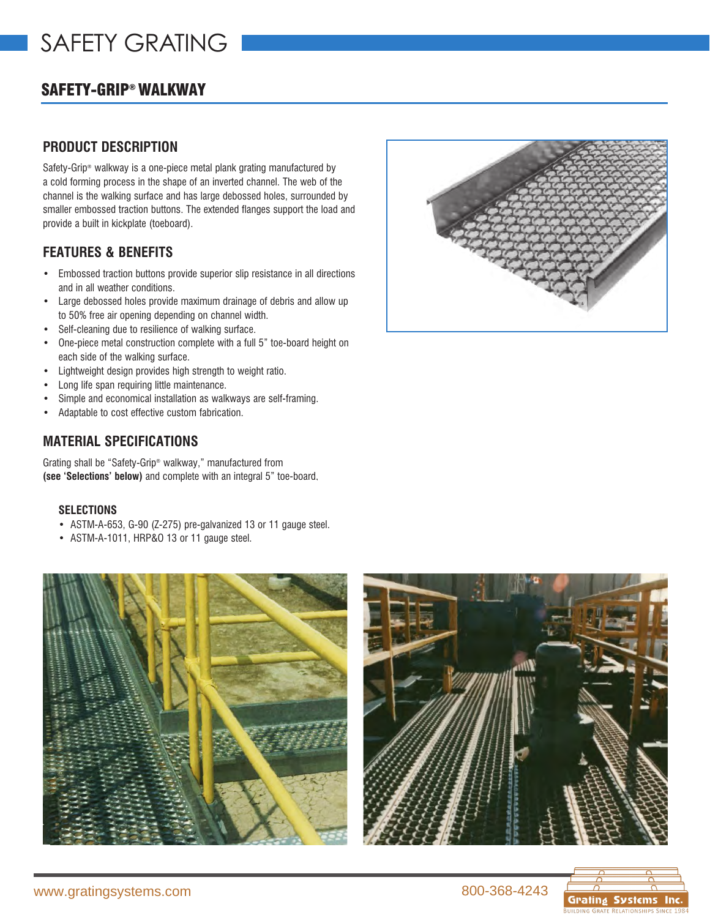# SAFETY GRATING

## SAFETY-GRIP® WALKWAY

### PRODUCT DESCRIPTION

Safety-Grip® walkway is a one-piece metal plank grating manufactured by a cold forming process in the shape of an inverted channel. The web of the channel is the walking surface and has large debossed holes, surrounded by smaller embossed traction buttons. The extended flanges support the load and provide a built in kickplate (toeboard).

### FEATURES & BENEFITS

- Embossed traction buttons provide superior slip resistance in all directions and in all weather conditions.
- Large debossed holes provide maximum drainage of debris and allow up to 50% free air opening depending on channel width.
- Self-cleaning due to resilience of walking surface.
- One-piece metal construction complete with a full 5" toe-board height on each side of the walking surface.
- Lightweight design provides high strength to weight ratio.
- Long life span requiring little maintenance.
- Simple and economical installation as walkways are self-framing.
- Adaptable to cost effective custom fabrication.

### MATERIAL SPECIFICATIONS

Grating shall be "Safety-Grip® walkway," manufactured from **(see 'Selections' below)** and complete with an integral 5" toe-board.

#### SELECTIONS

- ASTM-A-653, G-90 (Z-275) pre-galvanized 13 or 11 gauge steel.
- ASTM-A-1011, HRP&O 13 or 11 gauge steel.

www.gratingsystems.com

800-368-4243

Grating Systems Inc.
Building Grate Relationships Since 1984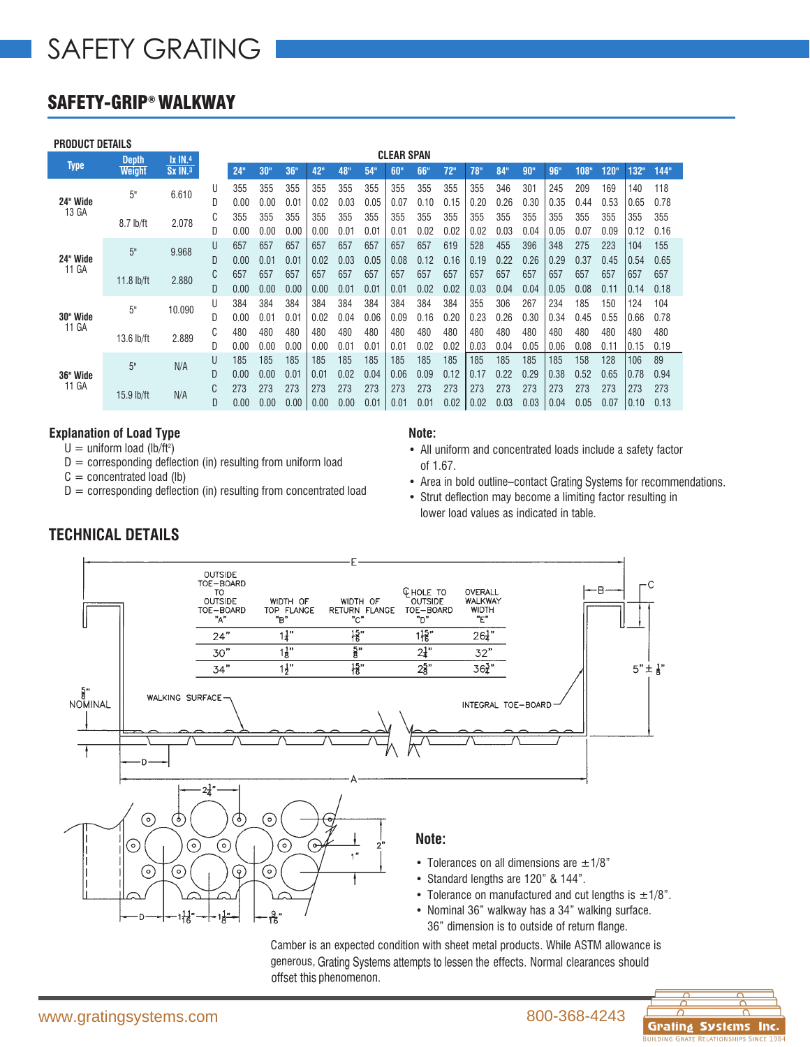# SAFETY GRATING

## SAFETY-GRIP® WALKWAY

### PRODUCT DETAILS

| Type | Depth / Weight | Ix IN.[4] / Sx IN.[3] | | CLEAR SPAN 24" | 30" | 36" | 42" | 48" | 54" | 60" | 66" | 72" | 78" | 84" | 90" | 96" | 108" | 120" | 132" | 144" |
|---|---|---|---|---|---|---|---|---|---|---|---|---|---|---|---|---|---|---|---|---|
| 24" Wide 13 GA | 5" | 6.610 | U | 355 | 355 | 355 | 355 | 355 | 355 | 355 | 355 | 355 | 355 | 346 | 301 | 245 | 209 | 169 | 140 | 118 |
| | | | D | 0.00 | 0.00 | 0.01 | 0.02 | 0.03 | 0.05 | 0.07 | 0.10 | 0.15 | 0.20 | 0.26 | 0.30 | 0.35 | 0.44 | 0.53 | 0.65 | 0.78 |
| | 8.7 lb/ft | 2.078 | C | 355 | 355 | 355 | 355 | 355 | 355 | 355 | 355 | 355 | 355 | 355 | 355 | 355 | 355 | 355 | 355 | 355 |
| | | | D | 0.00 | 0.00 | 0.00 | 0.00 | 0.01 | 0.01 | 0.01 | 0.02 | 0.02 | 0.02 | 0.03 | 0.04 | 0.05 | 0.07 | 0.09 | 0.12 | 0.16 |
| 24" Wide 11 GA | 5" | 9.968 | U | 657 | 657 | 657 | 657 | 657 | 657 | 657 | 657 | 619 | 528 | 455 | 396 | 348 | 275 | 223 | 104 | 155 |
| | | | D | 0.00 | 0.01 | 0.01 | 0.02 | 0.03 | 0.05 | 0.08 | 0.12 | 0.16 | 0.19 | 0.22 | 0.26 | 0.29 | 0.37 | 0.45 | 0.54 | 0.65 |
| | 11.8 lb/ft | 2.880 | C | 657 | 657 | 657 | 657 | 657 | 657 | 657 | 657 | 657 | 657 | 657 | 657 | 657 | 657 | 657 | 657 | 657 |
| | | | D | 0.00 | 0.00 | 0.00 | 0.00 | 0.01 | 0.01 | 0.01 | 0.02 | 0.02 | 0.03 | 0.04 | 0.04 | 0.05 | 0.08 | 0.11 | 0.14 | 0.18 |
| 30" Wide 11 GA | 5" | 10.090 | U | 384 | 384 | 384 | 384 | 384 | 384 | 384 | 384 | 384 | 355 | 306 | 267 | 234 | 185 | 150 | 124 | 104 |
| | | | D | 0.00 | 0.00 | 0.01 | 0.02 | 0.04 | 0.06 | 0.09 | 0.16 | 0.20 | 0.23 | 0.26 | 0.30 | 0.34 | 0.45 | 0.55 | 0.66 | 0.78 |
| | 13.6 lb/ft | 2.889 | C | 480 | 480 | 480 | 480 | 480 | 480 | 480 | 480 | 480 | 480 | 480 | 480 | 480 | 480 | 480 | 480 | 480 |
| | | | D | 0.00 | 0.00 | 0.00 | 0.00 | 0.01 | 0.01 | 0.01 | 0.02 | 0.02 | 0.03 | 0.04 | 0.05 | 0.06 | 0.08 | 0.11 | 0.15 | 0.19 |
| 36" Wide 11 GA | 5" | N/A | U | 185 | 185 | 185 | 185 | 185 | 185 | 185 | 185 | 185 | 185 | 185 | 185 | 185 | 158 | 128 | 106 | 89 |
| | | | D | 0.00 | 0.00 | 0.01 | 0.01 | 0.02 | 0.04 | 0.06 | 0.09 | 0.12 | 0.17 | 0.22 | 0.29 | 0.38 | 0.52 | 0.65 | 0.78 | 0.94 |
| | 15.9 lb/ft | N/A | C | 273 | 273 | 273 | 273 | 273 | 273 | 273 | 273 | 273 | 273 | 273 | 273 | 273 | 273 | 273 | 273 | 273 |
| | | | D | 0.00 | 0.00 | 0.00 | 0.00 | 0.00 | 0.01 | 0.01 | 0.01 | 0.02 | 0.02 | 0.03 | 0.03 | 0.04 | 0.05 | 0.07 | 0.10 | 0.13 |

**Explanation of Load Type**

U = uniform load (lb/ft$^2$)
D = corresponding deflection (in) resulting from uniform load
C = concentrated load (lb)
D = corresponding deflection (in) resulting from concentrated load

**Note:**

- All uniform and concentrated loads include a safety factor of 1.67.
- Area in bold outline–contact Grating Systems for recommendations.
- Strut deflection may become a limiting factor resulting in lower load values as indicated in table.

## TECHNICAL DETAILS

| OUTSIDE TOE–BOARD TO OUTSIDE TOE–BOARD "A" | WIDTH OF TOP FLANGE "B" | WIDTH OF RETURN FLANGE "C" | ℄ HOLE TO OUTSIDE TOE–BOARD "D" | OVERALL WALKWAY WIDTH "E" |
|---|---|---|---|---|
| 24" | 1¼" | 15/16" | 1 15/16" | 26¼" |
| 30" | 1⅛" | ⅝" | 2¼" | 32" |
| 34" | 1½" | 15/16" | 2⅝" | 36¾" |

E
B
C
5" ± ⅛"
⅝" NOMINAL
WALKING SURFACE
INTEGRAL TOE–BOARD
D
A
2¼"
2"
1"
D
1 11/16"
1⅛"
9/16"

**Note:**

- Tolerances on all dimensions are ±1/8"
- Standard lengths are 120" & 144".
- Tolerance on manufactured and cut lengths is ±1/8".
- Nominal 36" walkway has a 34" walking surface. 36" dimension is to outside of return flange.

Camber is an expected condition with sheet metal products. While ASTM allowance is generous, Grating Systems attempts to lessen the effects. Normal clearances should offset this phenomenon.

www.gratingsystems.com 800-368-4243 Grating Systems Inc. Building Grate Relationships Since 1984